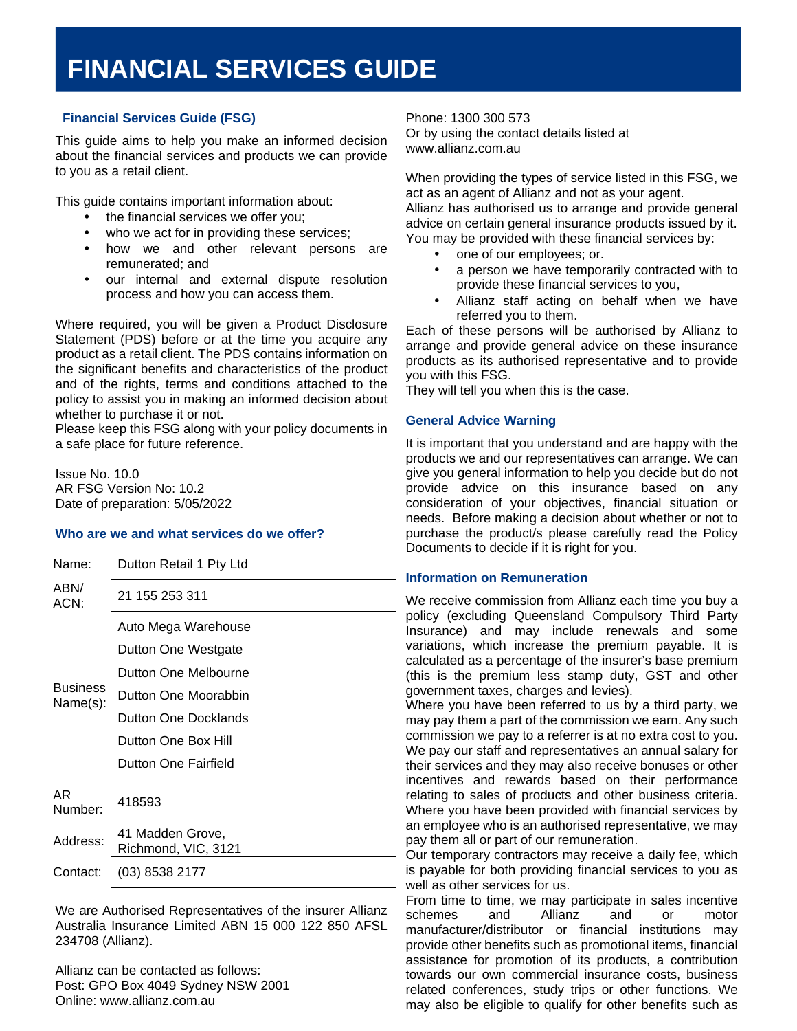# FINANCIAL SERVICES GUIDE

## Financial Services Guide (FSG)

This guide aims to help you make an informed decision about the financial services and products we can provide to you as a retail client.

This guide contains important information about:

- the financial services we offer you;
- who we act for in providing these services;
- how we and other relevant persons are remunerated; and
- our internal and external dispute resolution process and how you can access them.

Where required, you will be given a Product Disclosure Statement (PDS) before or at the time you acquire any product as a retail client. The PDS contains information on the significant benefits and characteristics of the product and of the rights, terms and conditions attached to the policy to assist you in making an informed decision about whether to purchase it or not.
Please keep this FSG along with your policy documents in a safe place for future reference.

Issue No. 10.0
AR FSG Version No: 10.2
Date of preparation: 5/05/2022

## Who are we and what services do we offer?

| | |
|---|---|
| Name: | Dutton Retail 1 Pty Ltd |
| ABN/ ACN: | 21 155 253 311 |
| Business Name(s): | Auto Mega Warehouse<br>Dutton One Westgate<br>Dutton One Melbourne<br>Dutton One Moorabbin<br>Dutton One Docklands<br>Dutton One Box Hill<br>Dutton One Fairfield |
| AR Number: | 418593 |
| Address: | 41 Madden Grove, Richmond, VIC, 3121 |
| Contact: | (03) 8538 2177 |

We are Authorised Representatives of the insurer Allianz Australia Insurance Limited ABN 15 000 122 850 AFSL 234708 (Allianz).

Allianz can be contacted as follows:
Post: GPO Box 4049 Sydney NSW 2001
Online: www.allianz.com.au
Phone: 1300 300 573
Or by using the contact details listed at www.allianz.com.au

When providing the types of service listed in this FSG, we act as an agent of Allianz and not as your agent.
Allianz has authorised us to arrange and provide general advice on certain general insurance products issued by it. You may be provided with these financial services by:

- one of our employees; or.
- a person we have temporarily contracted with to provide these financial services to you,
- Allianz staff acting on behalf when we have referred you to them.

Each of these persons will be authorised by Allianz to arrange and provide general advice on these insurance products as its authorised representative and to provide you with this FSG.
They will tell you when this is the case.

## General Advice Warning

It is important that you understand and are happy with the products we and our representatives can arrange. We can give you general information to help you decide but do not provide advice on this insurance based on any consideration of your objectives, financial situation or needs. Before making a decision about whether or not to purchase the product/s please carefully read the Policy Documents to decide if it is right for you.

## Information on Remuneration

We receive commission from Allianz each time you buy a policy (excluding Queensland Compulsory Third Party Insurance) and may include renewals and some variations, which increase the premium payable. It is calculated as a percentage of the insurer's base premium (this is the premium less stamp duty, GST and other government taxes, charges and levies).
Where you have been referred to us by a third party, we may pay them a part of the commission we earn. Any such commission we pay to a referrer is at no extra cost to you.
We pay our staff and representatives an annual salary for their services and they may also receive bonuses or other incentives and rewards based on their performance relating to sales of products and other business criteria.
Where you have been provided with financial services by an employee who is an authorised representative, we may pay them all or part of our remuneration.
Our temporary contractors may receive a daily fee, which is payable for both providing financial services to you as well as other services for us.
From time to time, we may participate in sales incentive schemes and Allianz and or motor manufacturer/distributor or financial institutions may provide other benefits such as promotional items, financial assistance for promotion of its products, a contribution towards our own commercial insurance costs, business related conferences, study trips or other functions. We may also be eligible to qualify for other benefits such as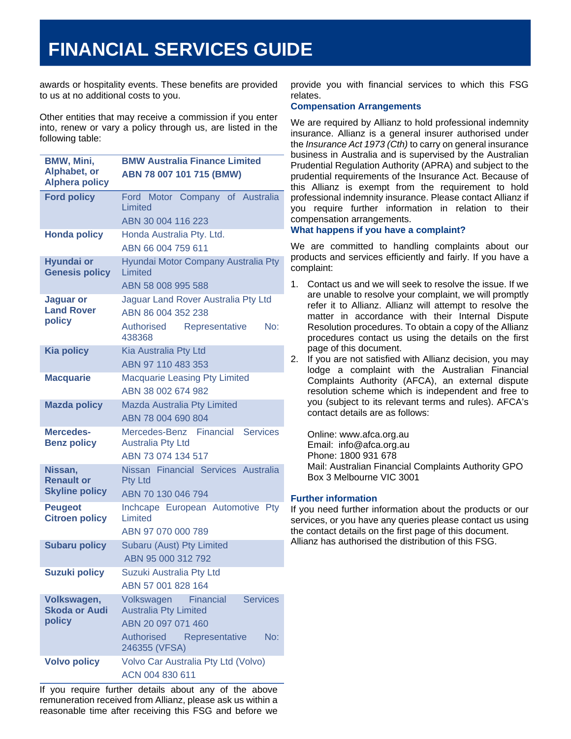# FINANCIAL SERVICES GUIDE

awards or hospitality events. These benefits are provided to us at no additional costs to you.

Other entities that may receive a commission if you enter into, renew or vary a policy through us, are listed in the following table:

| | |
|---|---|
| **BMW, Mini, Alphabet, or Alphera policy** | **BMW Australia Finance Limited**<br>**ABN 78 007 101 715 (BMW)** |
| **Ford policy** | Ford Motor Company of Australia Limited<br>ABN 30 004 116 223 |
| **Honda policy** | Honda Australia Pty. Ltd.<br>ABN 66 004 759 611 |
| **Hyundai or Genesis policy** | Hyundai Motor Company Australia Pty Limited<br>ABN 58 008 995 588 |
| **Jaguar or Land Rover policy** | Jaguar Land Rover Australia Pty Ltd<br>ABN 86 004 352 238<br>Authorised Representative No: 438368 |
| **Kia policy** | Kia Australia Pty Ltd<br>ABN 97 110 483 353 |
| **Macquarie** | Macquarie Leasing Pty Limited<br>ABN 38 002 674 982 |
| **Mazda policy** | Mazda Australia Pty Limited<br>ABN 78 004 690 804 |
| **Mercedes-Benz policy** | Mercedes-Benz Financial Services Australia Pty Ltd<br>ABN 73 074 134 517 |
| **Nissan, Renault or Skyline policy** | Nissan Financial Services Australia Pty Ltd<br>ABN 70 130 046 794 |
| **Peugeot Citroen policy** | Inchcape European Automotive Pty Limited<br>ABN 97 070 000 789 |
| **Subaru policy** | Subaru (Aust) Pty Limited<br>ABN 95 000 312 792 |
| **Suzuki policy** | Suzuki Australia Pty Ltd<br>ABN 57 001 828 164 |
| **Volkswagen, Skoda or Audi policy** | Volkswagen Financial Services Australia Pty Limited<br>ABN 20 097 071 460<br>Authorised Representative No: 246355 (VFSA) |
| **Volvo policy** | Volvo Car Australia Pty Ltd (Volvo)<br>ACN 004 830 611 |

If you require further details about any of the above remuneration received from Allianz, please ask us within a reasonable time after receiving this FSG and before we provide you with financial services to which this FSG relates.

### Compensation Arrangements

We are required by Allianz to hold professional indemnity insurance. Allianz is a general insurer authorised under the *Insurance Act 1973 (Cth)* to carry on general insurance business in Australia and is supervised by the Australian Prudential Regulation Authority (APRA) and subject to the prudential requirements of the Insurance Act. Because of this Allianz is exempt from the requirement to hold professional indemnity insurance. Please contact Allianz if you require further information in relation to their compensation arrangements.

### What happens if you have a complaint?

We are committed to handling complaints about our products and services efficiently and fairly. If you have a complaint:

1. Contact us and we will seek to resolve the issue. If we are unable to resolve your complaint, we will promptly refer it to Allianz. Allianz will attempt to resolve the matter in accordance with their Internal Dispute Resolution procedures. To obtain a copy of the Allianz procedures contact us using the details on the first page of this document.
2. If you are not satisfied with Allianz decision, you may lodge a complaint with the Australian Financial Complaints Authority (AFCA), an external dispute resolution scheme which is independent and free to you (subject to its relevant terms and rules). AFCA's contact details are as follows:

   Online: www.afca.org.au
   Email: info@afca.org.au
   Phone: 1800 931 678
   Mail: Australian Financial Complaints Authority GPO Box 3 Melbourne VIC 3001

### Further information

If you need further information about the products or our services, or you have any queries please contact us using the contact details on the first page of this document. Allianz has authorised the distribution of this FSG.